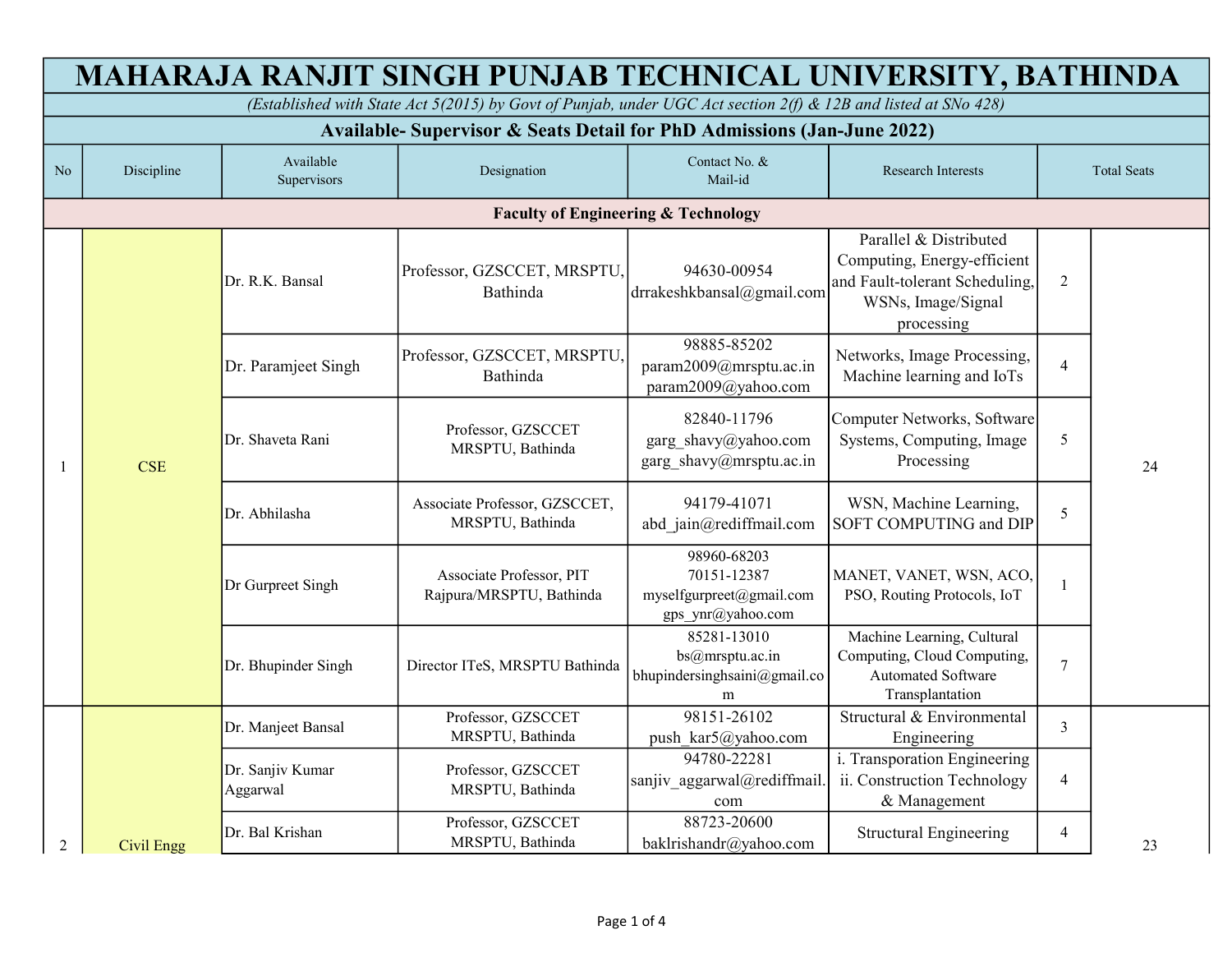# MAHARAJA RANJIT SINGH PUNJAB TECHNICAL UNIVERSITY, BATHINDA

*(Established with State Act 5(2015) by Govt of Punjab, under UGC Act section 2(f) & 12B and listed at SNo 428)*

## Available- Supervisor & Seats Detail for PhD Admissions (Jan-June 2022)

| No | Discipline | Available Supervisors | Designation | Contact No. & Mail-id | Research Interests | Total Seats | |
|---|---|---|---|---|---|---|---|
| **Faculty of Engineering & Technology** | | | | | | | |
| 1 | CSE | Dr. R.K. Bansal | Professor, GZSCCET, MRSPTU, Bathinda | 94630-00954 drrakeshkbansal@gmail.com | Parallel & Distributed Computing, Energy-efficient and Fault-tolerant Scheduling, WSNs, Image/Signal processing | 2 | 24 |
| | | Dr. Paramjeet Singh | Professor, GZSCCET, MRSPTU, Bathinda | 98885-85202 param2009@mrsptu.ac.in param2009@yahoo.com | Networks, Image Processing, Machine learning and IoTs | 4 | |
| | | Dr. Shaveta Rani | Professor, GZSCCET MRSPTU, Bathinda | 82840-11796 garg_shavy@yahoo.com garg_shavy@mrsptu.ac.in | Computer Networks, Software Systems, Computing, Image Processing | 5 | |
| | | Dr. Abhilasha | Associate Professor, GZSCCET, MRSPTU, Bathinda | 94179-41071 abd_jain@rediffmail.com | WSN, Machine Learning, SOFT COMPUTING and DIP | 5 | |
| | | Dr Gurpreet Singh | Associate Professor, PIT Rajpura/MRSPTU, Bathinda | 98960-68203 70151-12387 myselfgurpreet@gmail.com gps_ynr@yahoo.com | MANET, VANET, WSN, ACO, PSO, Routing Protocols, IoT | 1 | |
| | | Dr. Bhupinder Singh | Director ITeS, MRSPTU Bathinda | 85281-13010 bs@mrsptu.ac.in bhupindersinghsaini@gmail.com | Machine Learning, Cultural Computing, Cloud Computing, Automated Software Transplantation | 7 | |
| 2 | Civil Engg | Dr. Manjeet Bansal | Professor, GZSCCET MRSPTU, Bathinda | 98151-26102 push_kar5@yahoo.com | Structural & Environmental Engineering | 3 | 23 |
| | | Dr. Sanjiv Kumar Aggarwal | Professor, GZSCCET MRSPTU, Bathinda | 94780-22281 sanjiv_aggarwal@rediffmail.com | i. Transporation Engineering ii. Construction Technology & Management | 4 | |
| | | Dr. Bal Krishan | Professor, GZSCCET MRSPTU, Bathinda | 88723-20600 baklrishandr@yahoo.com | Structural Engineering | 4 | |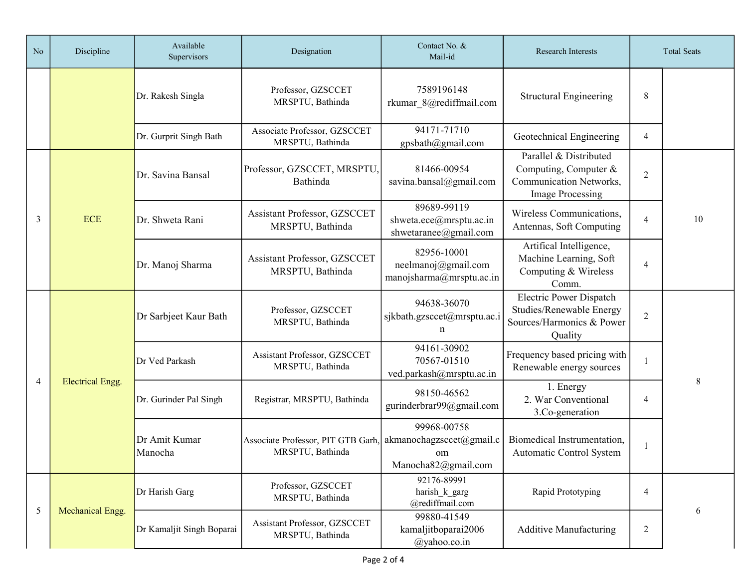| No | Discipline | Available Supervisors | Designation | Contact No. & Mail-id | Research Interests | Total Seats | |
|---|---|---|---|---|---|---|---|
| | | Dr. Rakesh Singla | Professor, GZSCCET MRSPTU, Bathinda | 7589196148 rkumar_8@rediffmail.com | Structural Engineering | 8 | |
| | | Dr. Gurprit Singh Bath | Associate Professor, GZSCCET MRSPTU, Bathinda | 94171-71710 gpsbath@gmail.com | Geotechnical Engineering | 4 | |
| 3 | ECE | Dr. Savina Bansal | Professor, GZSCCET, MRSPTU, Bathinda | 81466-00954 savina.bansal@gmail.com | Parallel & Distributed Computing, Computer & Communication Networks, Image Processing | 2 | 10 |
| | | Dr. Shweta Rani | Assistant Professor, GZSCCET MRSPTU, Bathinda | 89689-99119 shweta.ece@mrsptu.ac.in shwetaranee@gmail.com | Wireless Communications, Antennas, Soft Computing | 4 | |
| | | Dr. Manoj Sharma | Assistant Professor, GZSCCET MRSPTU, Bathinda | 82956-10001 neelmanoj@gmail.com manojsharma@mrsptu.ac.in | Artifical Intelligence, Machine Learning, Soft Computing & Wireless Comm. | 4 | |
| 4 | Electrical Engg. | Dr Sarbjeet Kaur Bath | Professor, GZSCCET MRSPTU, Bathinda | 94638-36070 sjkbath.gzsccet@mrsptu.ac.in | Electric Power Dispatch Studies/Renewable Energy Sources/Harmonics & Power Quality | 2 | 8 |
| | | Dr Ved Parkash | Assistant Professor, GZSCCET MRSPTU, Bathinda | 94161-30902 70567-01510 ved.parkash@mrsptu.ac.in | Frequency based pricing with Renewable energy sources | 1 | |
| | | Dr. Gurinder Pal Singh | Registrar, MRSPTU, Bathinda | 98150-46562 gurinderbrar99@gmail.com | 1. Energy 2. War Conventional 3.Co-generation | 4 | |
| | | Dr Amit Kumar Manocha | Associate Professor, PIT GTB Garh, MRSPTU, Bathinda | 99968-00758 akmanochagzsccet@gmail.com Manocha82@gmail.com | Biomedical Instrumentation, Automatic Control System | 1 | |
| 5 | Mechanical Engg. | Dr Harish Garg | Professor, GZSCCET MRSPTU, Bathinda | 92176-89991 harish_k_garg @rediffmail.com | Rapid Prototyping | 4 | 6 |
| | | Dr Kamaljit Singh Boparai | Assistant Professor, GZSCCET MRSPTU, Bathinda | 99880-41549 kamaljitboparai2006 @yahoo.co.in | Additive Manufacturing | 2 | |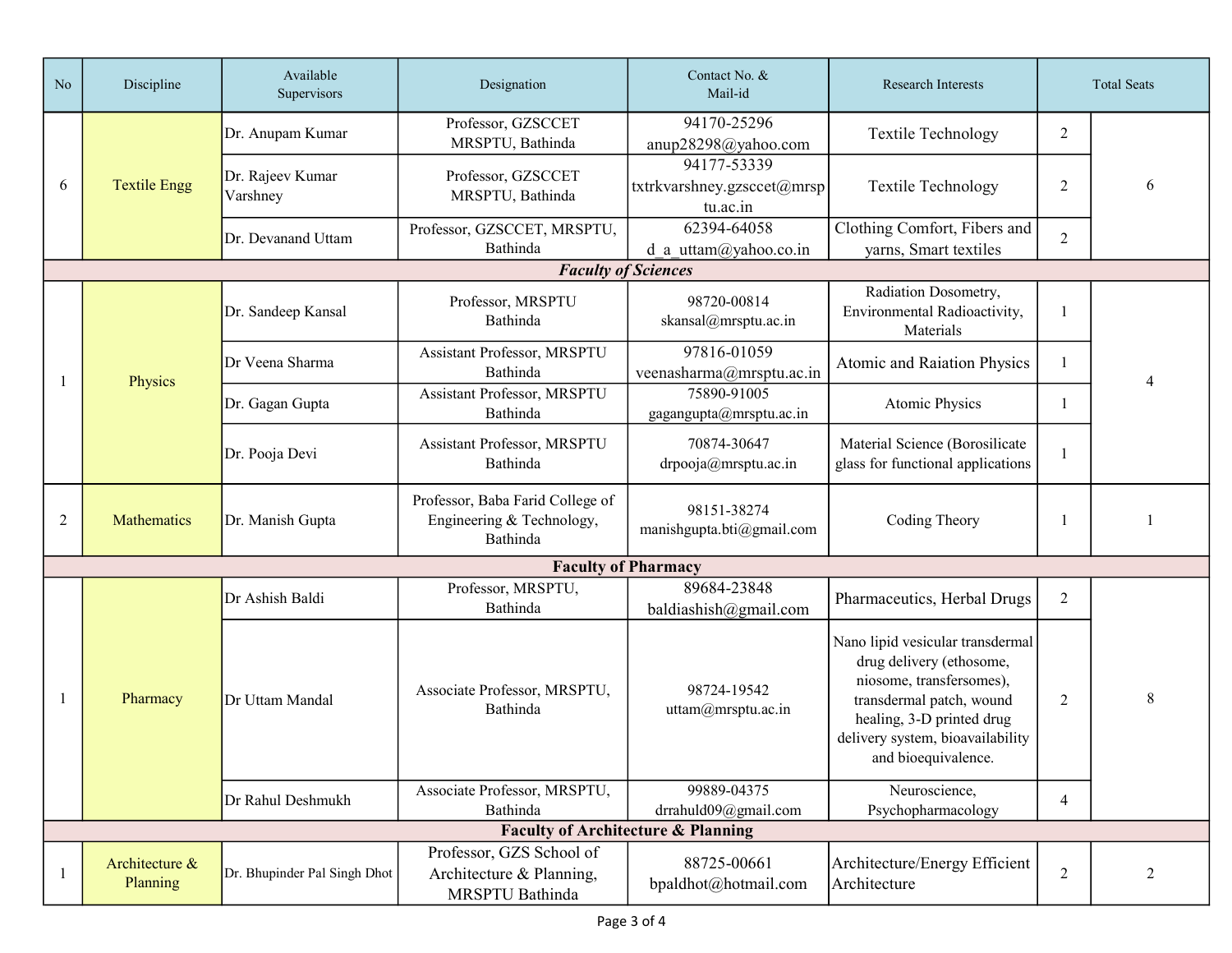| No | Discipline | Available Supervisors | Designation | Contact No. & Mail-id | Research Interests | Total Seats | |
|---|---|---|---|---|---|---|---|
| 6 | Textile Engg | Dr. Anupam Kumar | Professor, GZSCCET MRSPTU, Bathinda | 94170-25296 anup28298@yahoo.com | Textile Technology | 2 | 6 |
| | | Dr. Rajeev Kumar Varshney | Professor, GZSCCET MRSPTU, Bathinda | 94177-53339 txtrkvarshney.gzsccet@mrsptu.ac.in | Textile Technology | 2 | |
| | | Dr. Devanand Uttam | Professor, GZSCCET, MRSPTU, Bathinda | 62394-64058 d_a_uttam@yahoo.co.in | Clothing Comfort, Fibers and yarns, Smart textiles | 2 | |
| ***Faculty of Sciences*** | | | | | | | |
| 1 | Physics | Dr. Sandeep Kansal | Professor, MRSPTU Bathinda | 98720-00814 skansal@mrsptu.ac.in | Radiation Dosometry, Environmental Radioactivity, Materials | 1 | 4 |
| | | Dr Veena Sharma | Assistant Professor, MRSPTU Bathinda | 97816-01059 veenasharma@mrsptu.ac.in | Atomic and Raiation Physics | 1 | |
| | | Dr. Gagan Gupta | Assistant Professor, MRSPTU Bathinda | 75890-91005 gagangupta@mrsptu.ac.in | Atomic Physics | 1 | |
| | | Dr. Pooja Devi | Assistant Professor, MRSPTU Bathinda | 70874-30647 drpooja@mrsptu.ac.in | Material Science (Borosilicate glass for functional applications | 1 | |
| 2 | Mathematics | Dr. Manish Gupta | Professor, Baba Farid College of Engineering & Technology, Bathinda | 98151-38274 manishgupta.bti@gmail.com | Coding Theory | 1 | 1 |
| **Faculty of Pharmacy** | | | | | | | |
| 1 | Pharmacy | Dr Ashish Baldi | Professor, MRSPTU, Bathinda | 89684-23848 baldiashish@gmail.com | Pharmaceutics, Herbal Drugs | 2 | 8 |
| | | Dr Uttam Mandal | Associate Professor, MRSPTU, Bathinda | 98724-19542 uttam@mrsptu.ac.in | Nano lipid vesicular transdermal drug delivery (ethosome, niosome, transfersomes), transdermal patch, wound healing, 3-D printed drug delivery system, bioavailability and bioequivalence. | 2 | |
| | | Dr Rahul Deshmukh | Associate Professor, MRSPTU, Bathinda | 99889-04375 drrahuld09@gmail.com | Neuroscience, Psychopharmacology | 4 | |
| **Faculty of Architecture & Planning** | | | | | | | |
| 1 | Architecture & Planning | Dr. Bhupinder Pal Singh Dhot | Professor, GZS School of Architecture & Planning, MRSPTU Bathinda | 88725-00661 bpaldhot@hotmail.com | Architecture/Energy Efficient Architecture | 2 | 2 |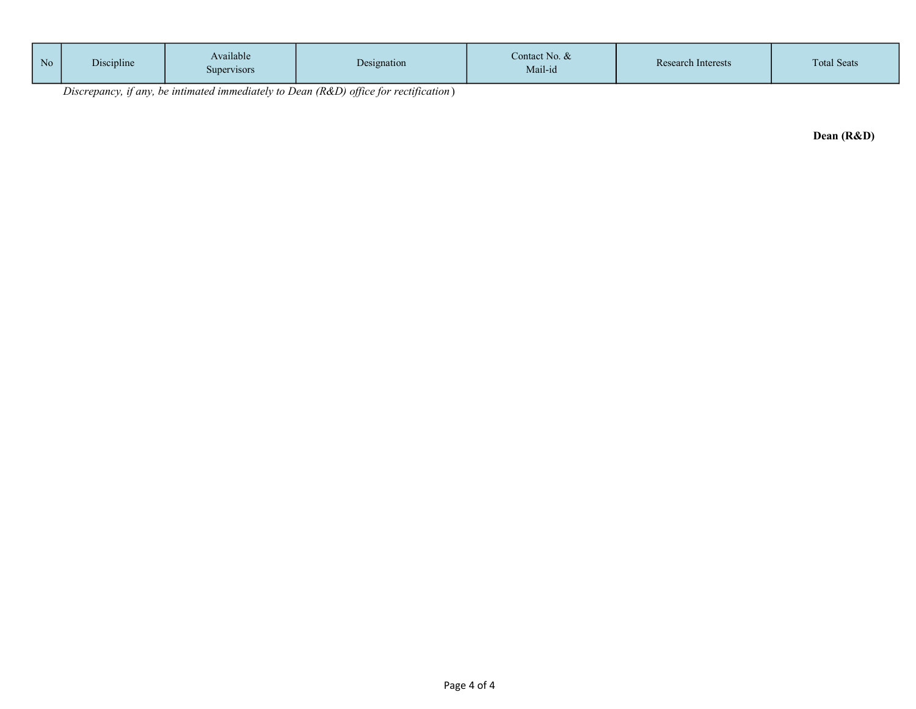| No | Discipline | Available Supervisors | Designation | Contact No. & Mail-id | Research Interests | Total Seats |
|---|---|---|---|---|---|---|

*Discrepancy, if any, be intimated immediately to Dean (R&D) office for rectification* )

**Dean (R&D)**